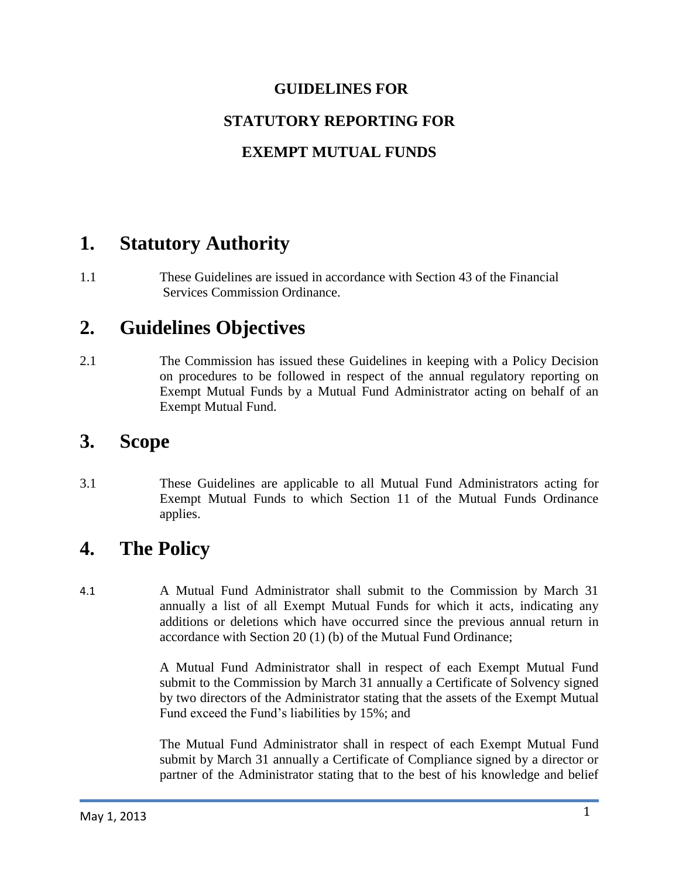**GUIDELINES FOR**

**STATUTORY REPORTING FOR**

**EXEMPT MUTUAL FUNDS**

# 1. Statutory Authority

1.1 These Guidelines are issued in accordance with Section 43 of the Financial Services Commission Ordinance.

# 2. Guidelines Objectives

2.1 The Commission has issued these Guidelines in keeping with a Policy Decision on procedures to be followed in respect of the annual regulatory reporting on Exempt Mutual Funds by a Mutual Fund Administrator acting on behalf of an Exempt Mutual Fund.

# 3. Scope

3.1 These Guidelines are applicable to all Mutual Fund Administrators acting for Exempt Mutual Funds to which Section 11 of the Mutual Funds Ordinance applies.

# 4. The Policy

4.1 A Mutual Fund Administrator shall submit to the Commission by March 31 annually a list of all Exempt Mutual Funds for which it acts, indicating any additions or deletions which have occurred since the previous annual return in accordance with Section 20 (1) (b) of the Mutual Fund Ordinance;

A Mutual Fund Administrator shall in respect of each Exempt Mutual Fund submit to the Commission by March 31 annually a Certificate of Solvency signed by two directors of the Administrator stating that the assets of the Exempt Mutual Fund exceed the Fund's liabilities by 15%; and

The Mutual Fund Administrator shall in respect of each Exempt Mutual Fund submit by March 31 annually a Certificate of Compliance signed by a director or partner of the Administrator stating that to the best of his knowledge and belief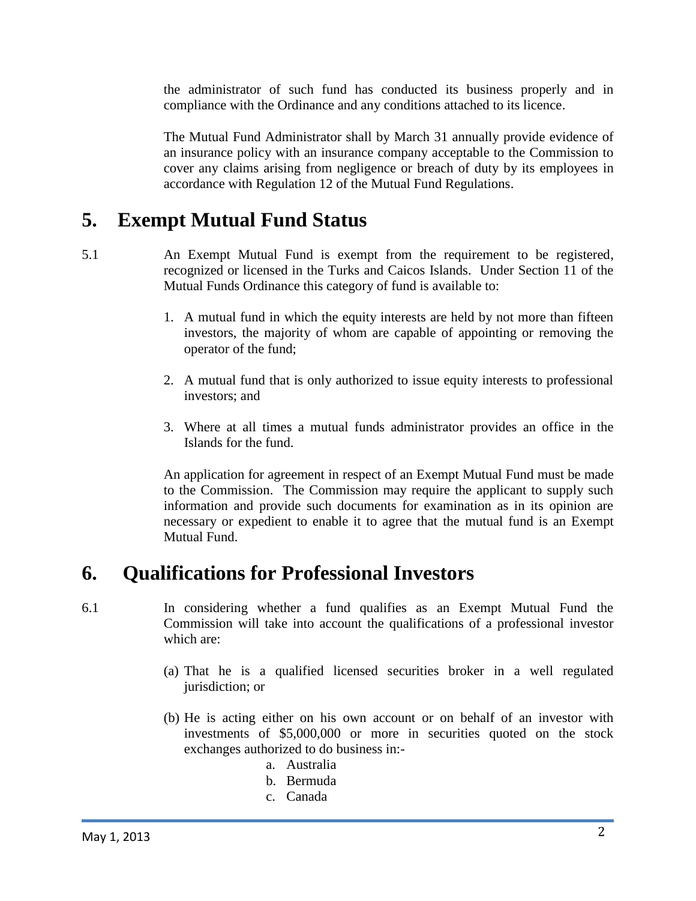the administrator of such fund has conducted its business properly and in compliance with the Ordinance and any conditions attached to its licence.

The Mutual Fund Administrator shall by March 31 annually provide evidence of an insurance policy with an insurance company acceptable to the Commission to cover any claims arising from negligence or breach of duty by its employees in accordance with Regulation 12 of the Mutual Fund Regulations.

# 5. Exempt Mutual Fund Status

5.1 An Exempt Mutual Fund is exempt from the requirement to be registered, recognized or licensed in the Turks and Caicos Islands. Under Section 11 of the Mutual Funds Ordinance this category of fund is available to:

1. A mutual fund in which the equity interests are held by not more than fifteen investors, the majority of whom are capable of appointing or removing the operator of the fund;

2. A mutual fund that is only authorized to issue equity interests to professional investors; and

3. Where at all times a mutual funds administrator provides an office in the Islands for the fund.

An application for agreement in respect of an Exempt Mutual Fund must be made to the Commission. The Commission may require the applicant to supply such information and provide such documents for examination as in its opinion are necessary or expedient to enable it to agree that the mutual fund is an Exempt Mutual Fund.

# 6. Qualifications for Professional Investors

6.1 In considering whether a fund qualifies as an Exempt Mutual Fund the Commission will take into account the qualifications of a professional investor which are:

(a) That he is a qualified licensed securities broker in a well regulated jurisdiction; or

(b) He is acting either on his own account or on behalf of an investor with investments of $5,000,000 or more in securities quoted on the stock exchanges authorized to do business in:-

   a. Australia
   b. Bermuda
   c. Canada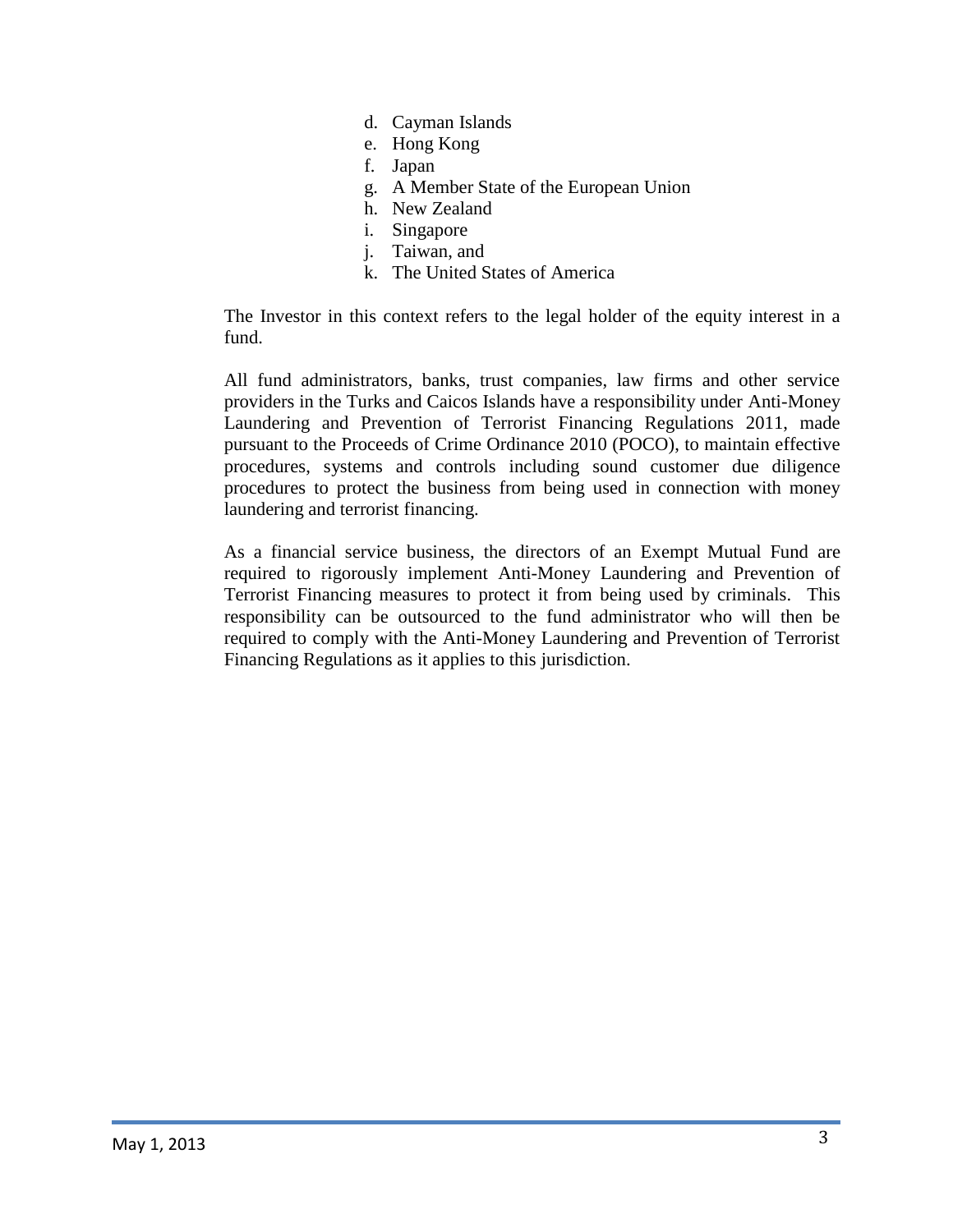d. Cayman Islands
e. Hong Kong
f. Japan
g. A Member State of the European Union
h. New Zealand
i. Singapore
j. Taiwan, and
k. The United States of America

The Investor in this context refers to the legal holder of the equity interest in a fund.

All fund administrators, banks, trust companies, law firms and other service providers in the Turks and Caicos Islands have a responsibility under Anti-Money Laundering and Prevention of Terrorist Financing Regulations 2011, made pursuant to the Proceeds of Crime Ordinance 2010 (POCO), to maintain effective procedures, systems and controls including sound customer due diligence procedures to protect the business from being used in connection with money laundering and terrorist financing.

As a financial service business, the directors of an Exempt Mutual Fund are required to rigorously implement Anti-Money Laundering and Prevention of Terrorist Financing measures to protect it from being used by criminals. This responsibility can be outsourced to the fund administrator who will then be required to comply with the Anti-Money Laundering and Prevention of Terrorist Financing Regulations as it applies to this jurisdiction.